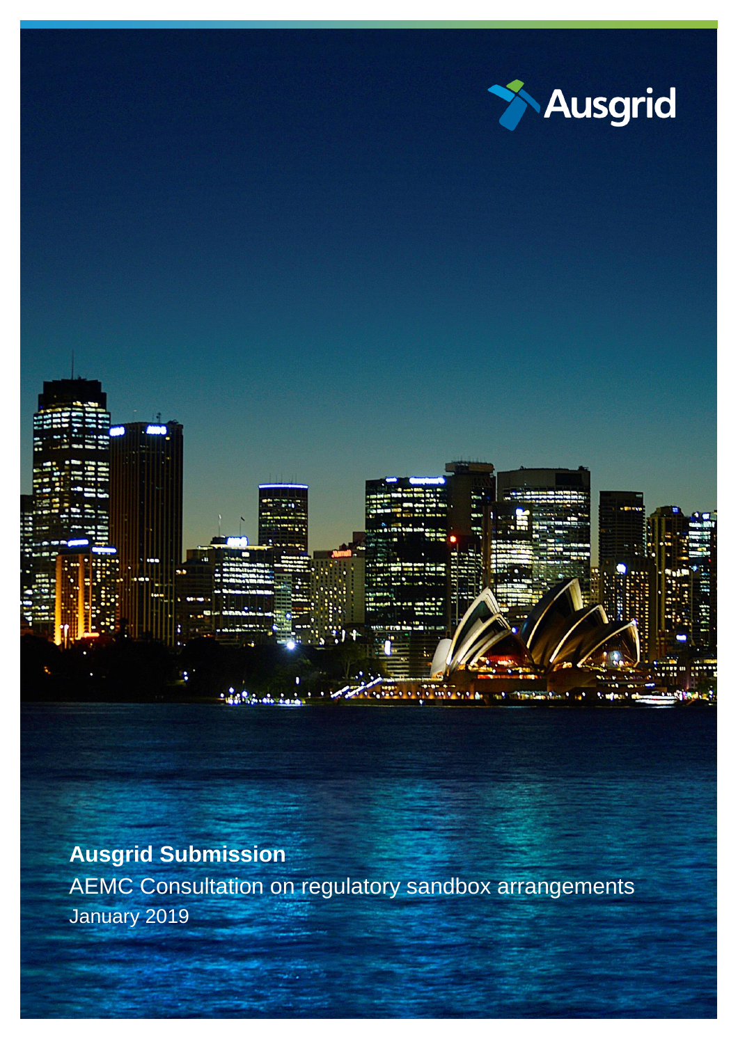Ausgrid

**Ausgrid Submission**

AEMC Consultation on regulatory sandbox arrangements

January 2019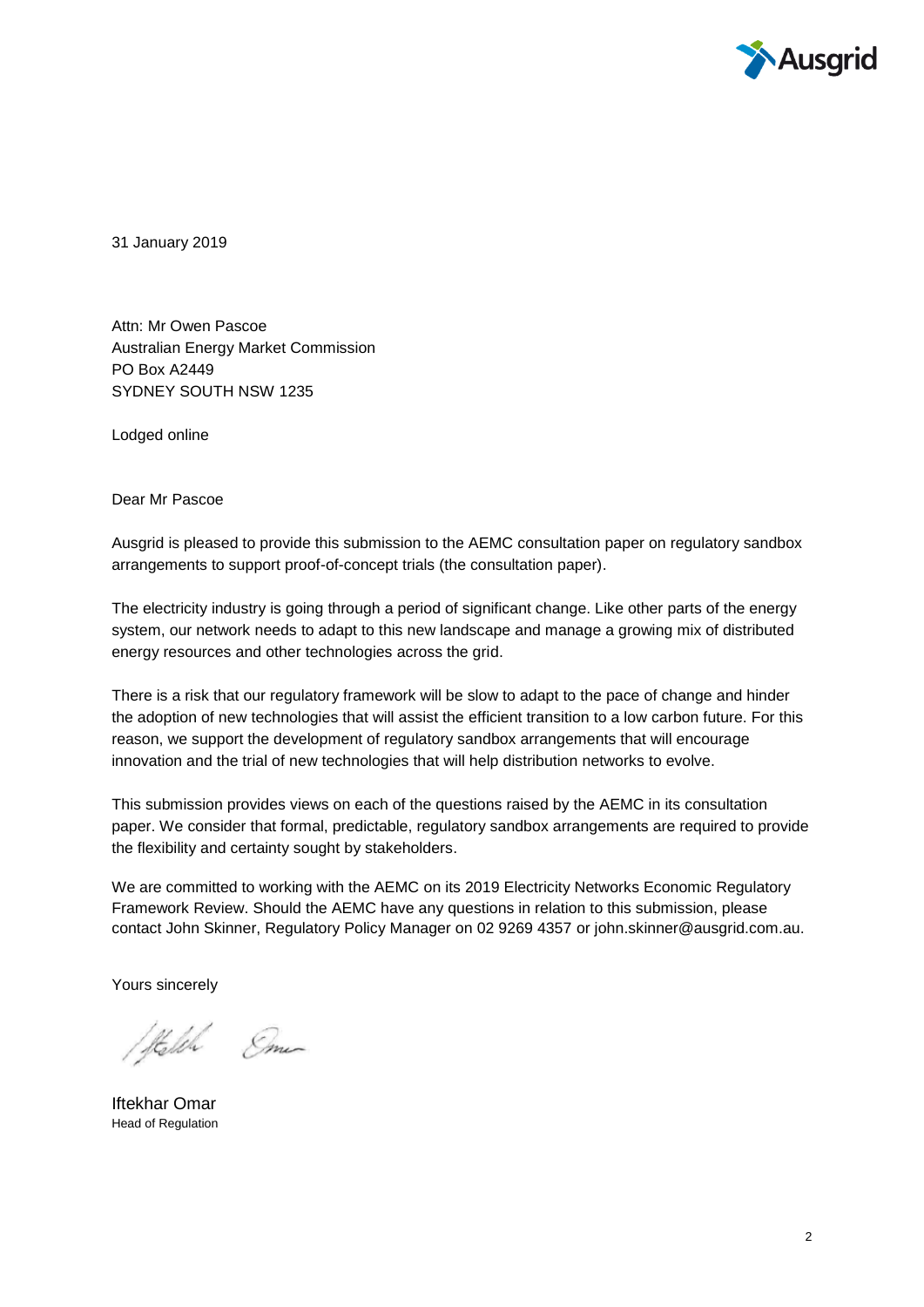31 January 2019

Attn: Mr Owen Pascoe
Australian Energy Market Commission
PO Box A2449
SYDNEY SOUTH NSW 1235

Lodged online

Dear Mr Pascoe

Ausgrid is pleased to provide this submission to the AEMC consultation paper on regulatory sandbox arrangements to support proof-of-concept trials (the consultation paper).

The electricity industry is going through a period of significant change. Like other parts of the energy system, our network needs to adapt to this new landscape and manage a growing mix of distributed energy resources and other technologies across the grid.

There is a risk that our regulatory framework will be slow to adapt to the pace of change and hinder the adoption of new technologies that will assist the efficient transition to a low carbon future. For this reason, we support the development of regulatory sandbox arrangements that will encourage innovation and the trial of new technologies that will help distribution networks to evolve.

This submission provides views on each of the questions raised by the AEMC in its consultation paper. We consider that formal, predictable, regulatory sandbox arrangements are required to provide the flexibility and certainty sought by stakeholders.

We are committed to working with the AEMC on its 2019 Electricity Networks Economic Regulatory Framework Review. Should the AEMC have any questions in relation to this submission, please contact John Skinner, Regulatory Policy Manager on 02 9269 4357 or john.skinner@ausgrid.com.au.

Yours sincerely

Iftekhar Omar
Head of Regulation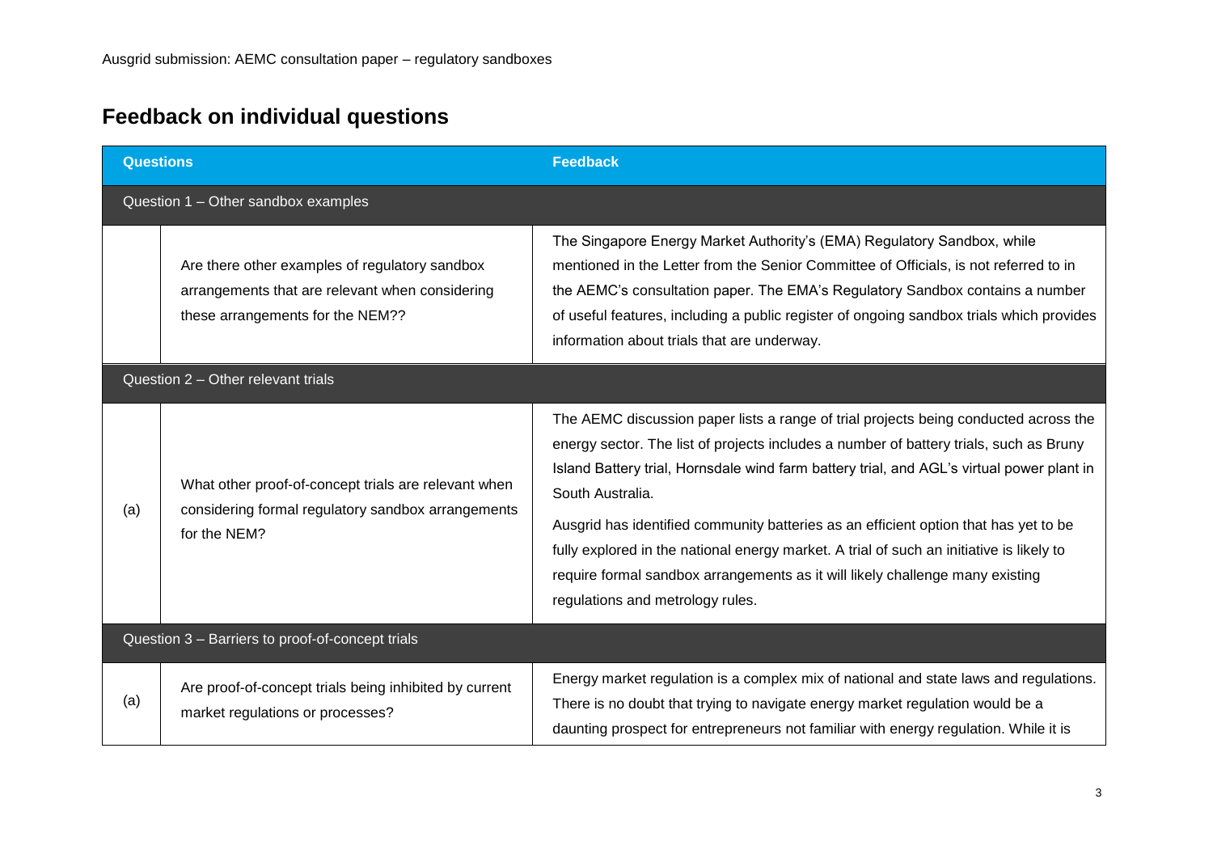## Feedback on individual questions

| Questions | | Feedback |
|---|---|---|
| **Question 1 – Other sandbox examples** | | |
| | Are there other examples of regulatory sandbox arrangements that are relevant when considering these arrangements for the NEM?? | The Singapore Energy Market Authority's (EMA) Regulatory Sandbox, while mentioned in the Letter from the Senior Committee of Officials, is not referred to in the AEMC's consultation paper. The EMA's Regulatory Sandbox contains a number of useful features, including a public register of ongoing sandbox trials which provides information about trials that are underway. |
| **Question 2 – Other relevant trials** | | |
| (a) | What other proof-of-concept trials are relevant when considering formal regulatory sandbox arrangements for the NEM? | The AEMC discussion paper lists a range of trial projects being conducted across the energy sector. The list of projects includes a number of battery trials, such as Bruny Island Battery trial, Hornsdale wind farm battery trial, and AGL's virtual power plant in South Australia.<br><br>Ausgrid has identified community batteries as an efficient option that has yet to be fully explored in the national energy market. A trial of such an initiative is likely to require formal sandbox arrangements as it will likely challenge many existing regulations and metrology rules. |
| **Question 3 – Barriers to proof-of-concept trials** | | |
| (a) | Are proof-of-concept trials being inhibited by current market regulations or processes? | Energy market regulation is a complex mix of national and state laws and regulations. There is no doubt that trying to navigate energy market regulation would be a daunting prospect for entrepreneurs not familiar with energy regulation. While it is |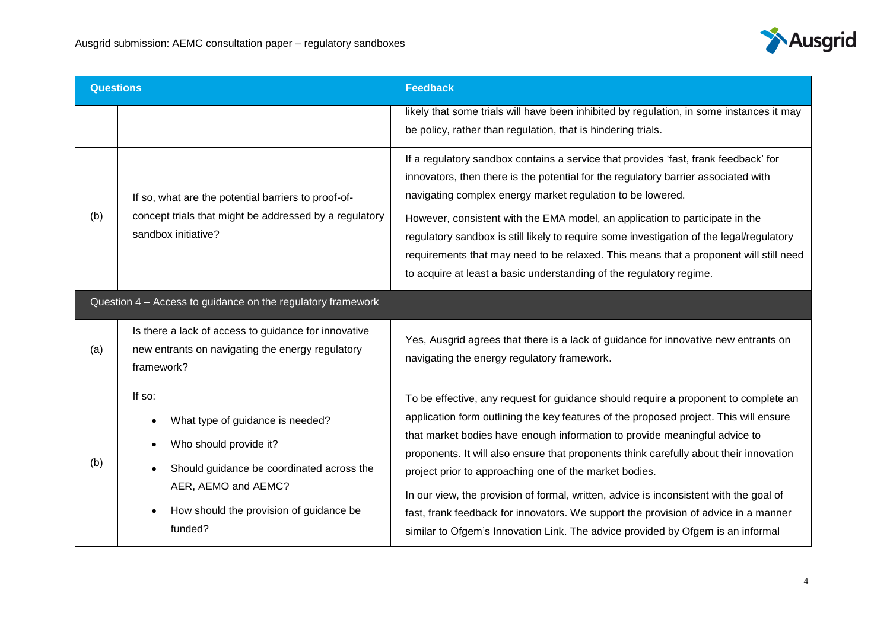| Questions | | Feedback |
|---|---|---|
| | | likely that some trials will have been inhibited by regulation, in some instances it may be policy, rather than regulation, that is hindering trials. |
| (b) | If so, what are the potential barriers to proof-of-concept trials that might be addressed by a regulatory sandbox initiative? | If a regulatory sandbox contains a service that provides 'fast, frank feedback' for innovators, then there is the potential for the regulatory barrier associated with navigating complex energy market regulation to be lowered.<br><br>However, consistent with the EMA model, an application to participate in the regulatory sandbox is still likely to require some investigation of the legal/regulatory requirements that may need to be relaxed. This means that a proponent will still need to acquire at least a basic understanding of the regulatory regime. |
| Question 4 – Access to guidance on the regulatory framework | | |
| (a) | Is there a lack of access to guidance for innovative new entrants on navigating the energy regulatory framework? | Yes, Ausgrid agrees that there is a lack of guidance for innovative new entrants on navigating the energy regulatory framework. |
| (b) | If so:<br>• What type of guidance is needed?<br>• Who should provide it?<br>• Should guidance be coordinated across the AER, AEMO and AEMC?<br>• How should the provision of guidance be funded? | To be effective, any request for guidance should require a proponent to complete an application form outlining the key features of the proposed project. This will ensure that market bodies have enough information to provide meaningful advice to proponents. It will also ensure that proponents think carefully about their innovation project prior to approaching one of the market bodies.<br><br>In our view, the provision of formal, written, advice is inconsistent with the goal of fast, frank feedback for innovators. We support the provision of advice in a manner similar to Ofgem's Innovation Link. The advice provided by Ofgem is an informal |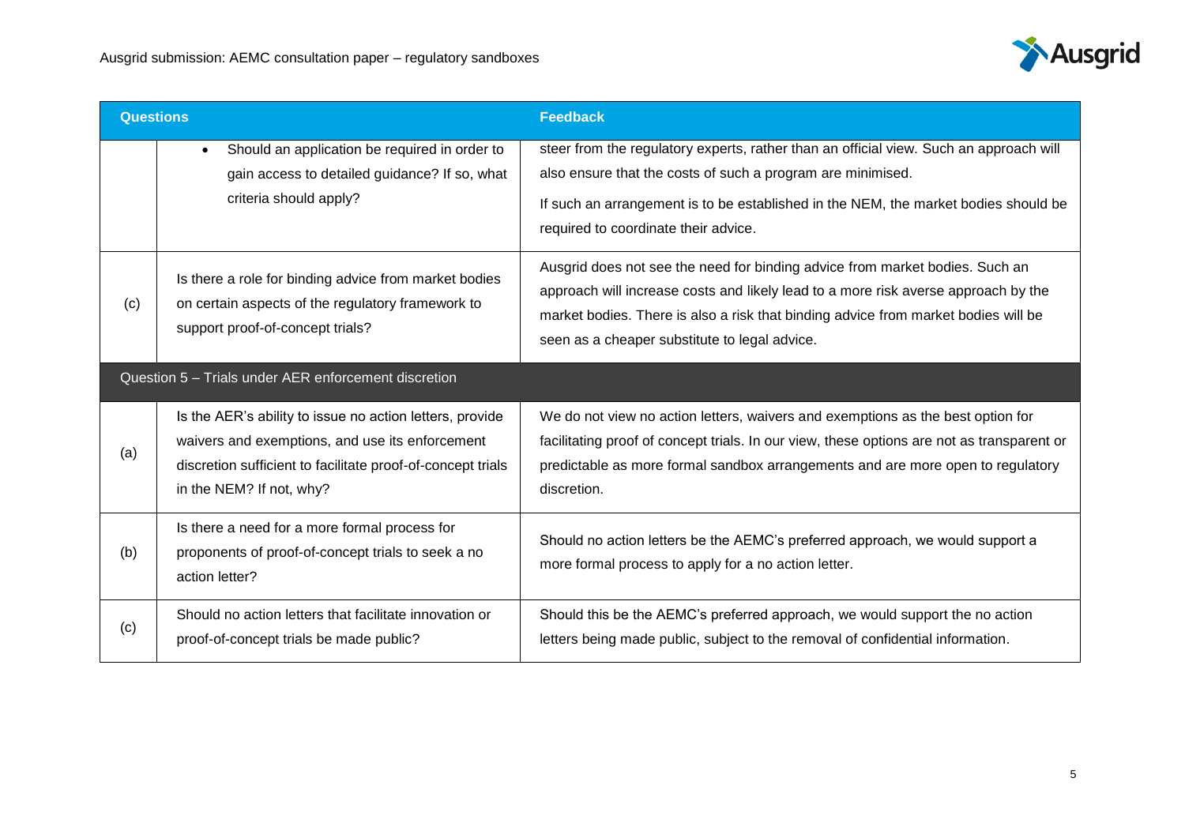| Questions | | Feedback |
|---|---|---|
| | • Should an application be required in order to gain access to detailed guidance? If so, what criteria should apply? | steer from the regulatory experts, rather than an official view. Such an approach will also ensure that the costs of such a program are minimised.<br><br>If such an arrangement is to be established in the NEM, the market bodies should be required to coordinate their advice. |
| (c) | Is there a role for binding advice from market bodies on certain aspects of the regulatory framework to support proof-of-concept trials? | Ausgrid does not see the need for binding advice from market bodies. Such an approach will increase costs and likely lead to a more risk averse approach by the market bodies. There is also a risk that binding advice from market bodies will be seen as a cheaper substitute to legal advice. |
| **Question 5 – Trials under AER enforcement discretion** | | |
| (a) | Is the AER's ability to issue no action letters, provide waivers and exemptions, and use its enforcement discretion sufficient to facilitate proof-of-concept trials in the NEM? If not, why? | We do not view no action letters, waivers and exemptions as the best option for facilitating proof of concept trials. In our view, these options are not as transparent or predictable as more formal sandbox arrangements and are more open to regulatory discretion. |
| (b) | Is there a need for a more formal process for proponents of proof-of-concept trials to seek a no action letter? | Should no action letters be the AEMC's preferred approach, we would support a more formal process to apply for a no action letter. |
| (c) | Should no action letters that facilitate innovation or proof-of-concept trials be made public? | Should this be the AEMC's preferred approach, we would support the no action letters being made public, subject to the removal of confidential information. |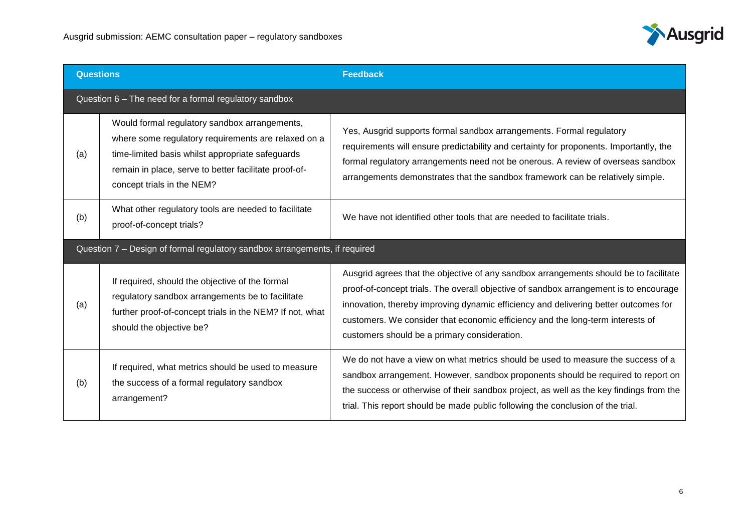| Questions | | Feedback |
|---|---|---|
| Question 6 – The need for a formal regulatory sandbox | | |
| (a) | Would formal regulatory sandbox arrangements, where some regulatory requirements are relaxed on a time-limited basis whilst appropriate safeguards remain in place, serve to better facilitate proof-of-concept trials in the NEM? | Yes, Ausgrid supports formal sandbox arrangements. Formal regulatory requirements will ensure predictability and certainty for proponents. Importantly, the formal regulatory arrangements need not be onerous. A review of overseas sandbox arrangements demonstrates that the sandbox framework can be relatively simple. |
| (b) | What other regulatory tools are needed to facilitate proof-of-concept trials? | We have not identified other tools that are needed to facilitate trials. |
| Question 7 – Design of formal regulatory sandbox arrangements, if required | | |
| (a) | If required, should the objective of the formal regulatory sandbox arrangements be to facilitate further proof-of-concept trials in the NEM? If not, what should the objective be? | Ausgrid agrees that the objective of any sandbox arrangements should be to facilitate proof-of-concept trials. The overall objective of sandbox arrangement is to encourage innovation, thereby improving dynamic efficiency and delivering better outcomes for customers. We consider that economic efficiency and the long-term interests of customers should be a primary consideration. |
| (b) | If required, what metrics should be used to measure the success of a formal regulatory sandbox arrangement? | We do not have a view on what metrics should be used to measure the success of a sandbox arrangement. However, sandbox proponents should be required to report on the success or otherwise of their sandbox project, as well as the key findings from the trial. This report should be made public following the conclusion of the trial. |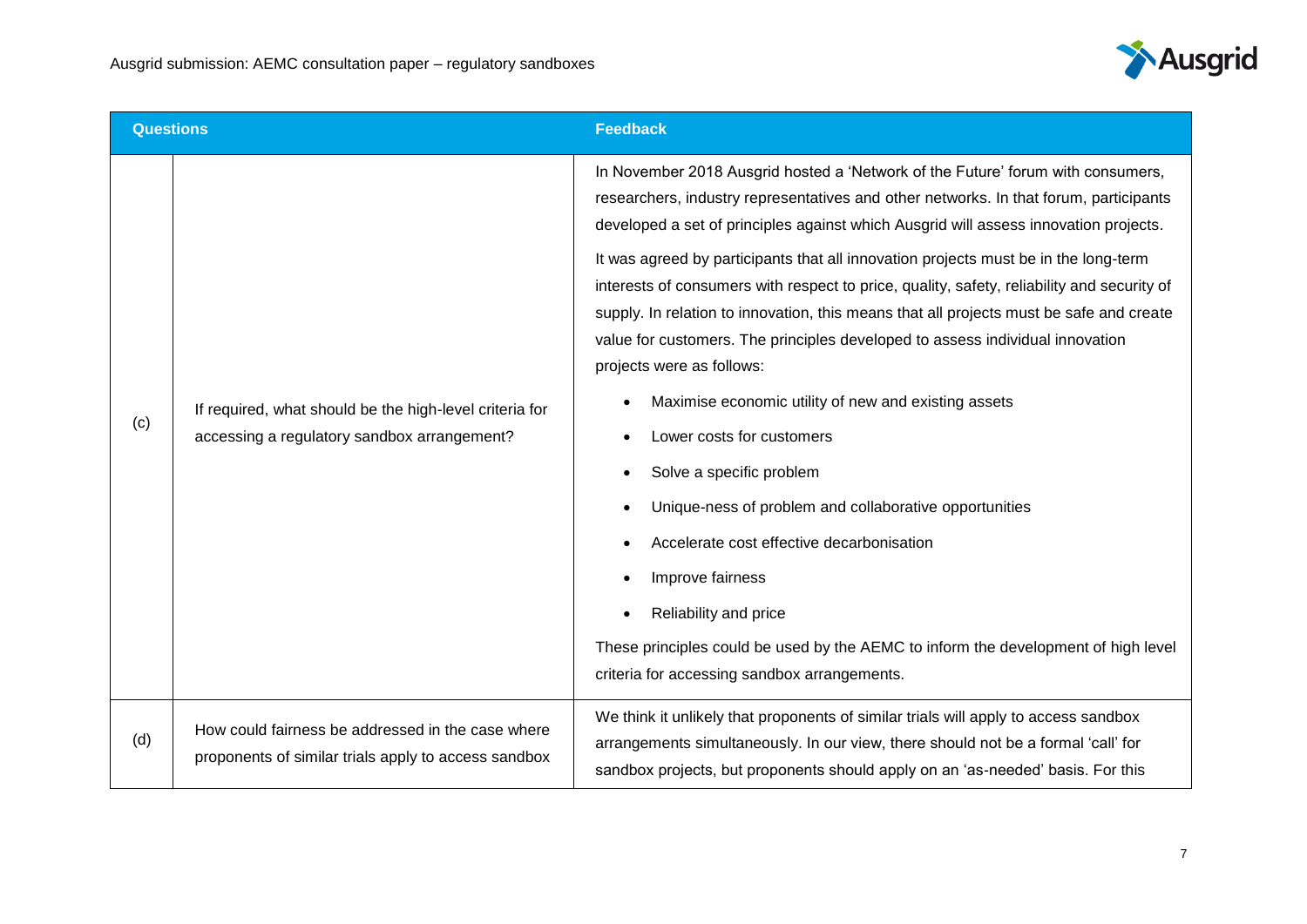| Questions | | Feedback |
|---|---|---|
| (c) | If required, what should be the high-level criteria for accessing a regulatory sandbox arrangement? | In November 2018 Ausgrid hosted a 'Network of the Future' forum with consumers, researchers, industry representatives and other networks. In that forum, participants developed a set of principles against which Ausgrid will assess innovation projects.<br><br>It was agreed by participants that all innovation projects must be in the long-term interests of consumers with respect to price, quality, safety, reliability and security of supply. In relation to innovation, this means that all projects must be safe and create value for customers. The principles developed to assess individual innovation projects were as follows:<br><br>• Maximise economic utility of new and existing assets<br>• Lower costs for customers<br>• Solve a specific problem<br>• Unique-ness of problem and collaborative opportunities<br>• Accelerate cost effective decarbonisation<br>• Improve fairness<br>• Reliability and price<br><br>These principles could be used by the AEMC to inform the development of high level criteria for accessing sandbox arrangements. |
| (d) | How could fairness be addressed in the case where proponents of similar trials apply to access sandbox | We think it unlikely that proponents of similar trials will apply to access sandbox arrangements simultaneously. In our view, there should not be a formal 'call' for sandbox projects, but proponents should apply on an 'as-needed' basis. For this |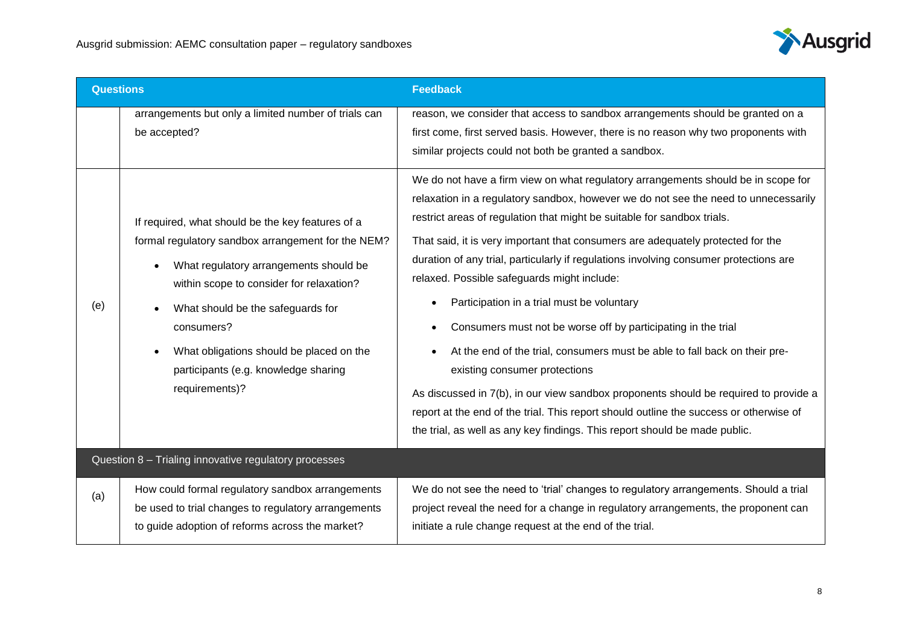| Questions | | Feedback |
| --- | --- | --- |
| | arrangements but only a limited number of trials can be accepted? | reason, we consider that access to sandbox arrangements should be granted on a first come, first served basis. However, there is no reason why two proponents with similar projects could not both be granted a sandbox. |
| (e) | If required, what should be the key features of a formal regulatory sandbox arrangement for the NEM?<br>• What regulatory arrangements should be within scope to consider for relaxation?<br>• What should be the safeguards for consumers?<br>• What obligations should be placed on the participants (e.g. knowledge sharing requirements)? | We do not have a firm view on what regulatory arrangements should be in scope for relaxation in a regulatory sandbox, however we do not see the need to unnecessarily restrict areas of regulation that might be suitable for sandbox trials.<br>That said, it is very important that consumers are adequately protected for the duration of any trial, particularly if regulations involving consumer protections are relaxed. Possible safeguards might include:<br>• Participation in a trial must be voluntary<br>• Consumers must not be worse off by participating in the trial<br>• At the end of the trial, consumers must be able to fall back on their pre-existing consumer protections<br>As discussed in 7(b), in our view sandbox proponents should be required to provide a report at the end of the trial. This report should outline the success or otherwise of the trial, as well as any key findings. This report should be made public. |
| Question 8 – Trialing innovative regulatory processes | | |
| (a) | How could formal regulatory sandbox arrangements be used to trial changes to regulatory arrangements to guide adoption of reforms across the market? | We do not see the need to 'trial' changes to regulatory arrangements. Should a trial project reveal the need for a change in regulatory arrangements, the proponent can initiate a rule change request at the end of the trial. |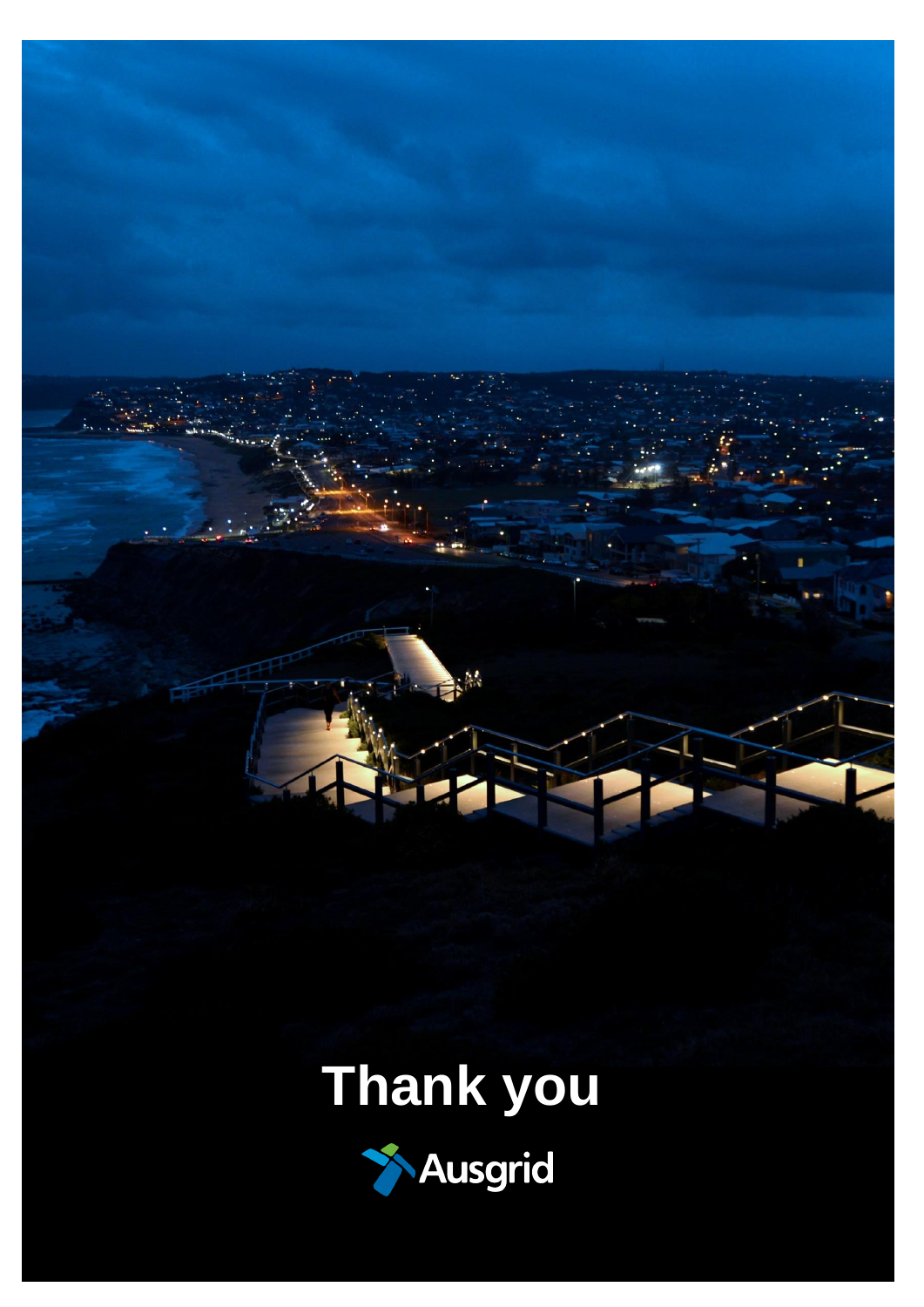# Thank you

Ausgrid